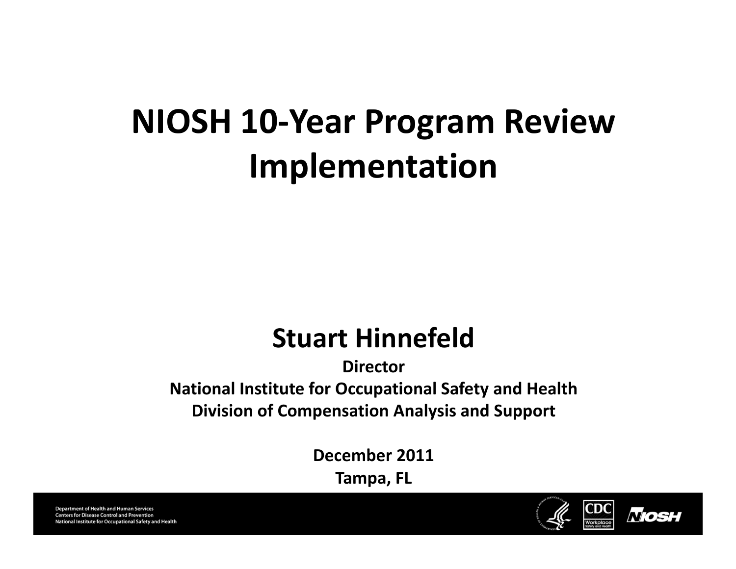# NIOSH 10-Year Program Review Implementation

## Stuart Hinnefeld

**Director**
**National Institute for Occupational Safety and Health**
**Division of Compensation Analysis and Support**

**December 2011**
**Tampa, FL**

Department of Health and Human Services
Centers for Disease Control and Prevention
National Institute for Occupational Safety and Health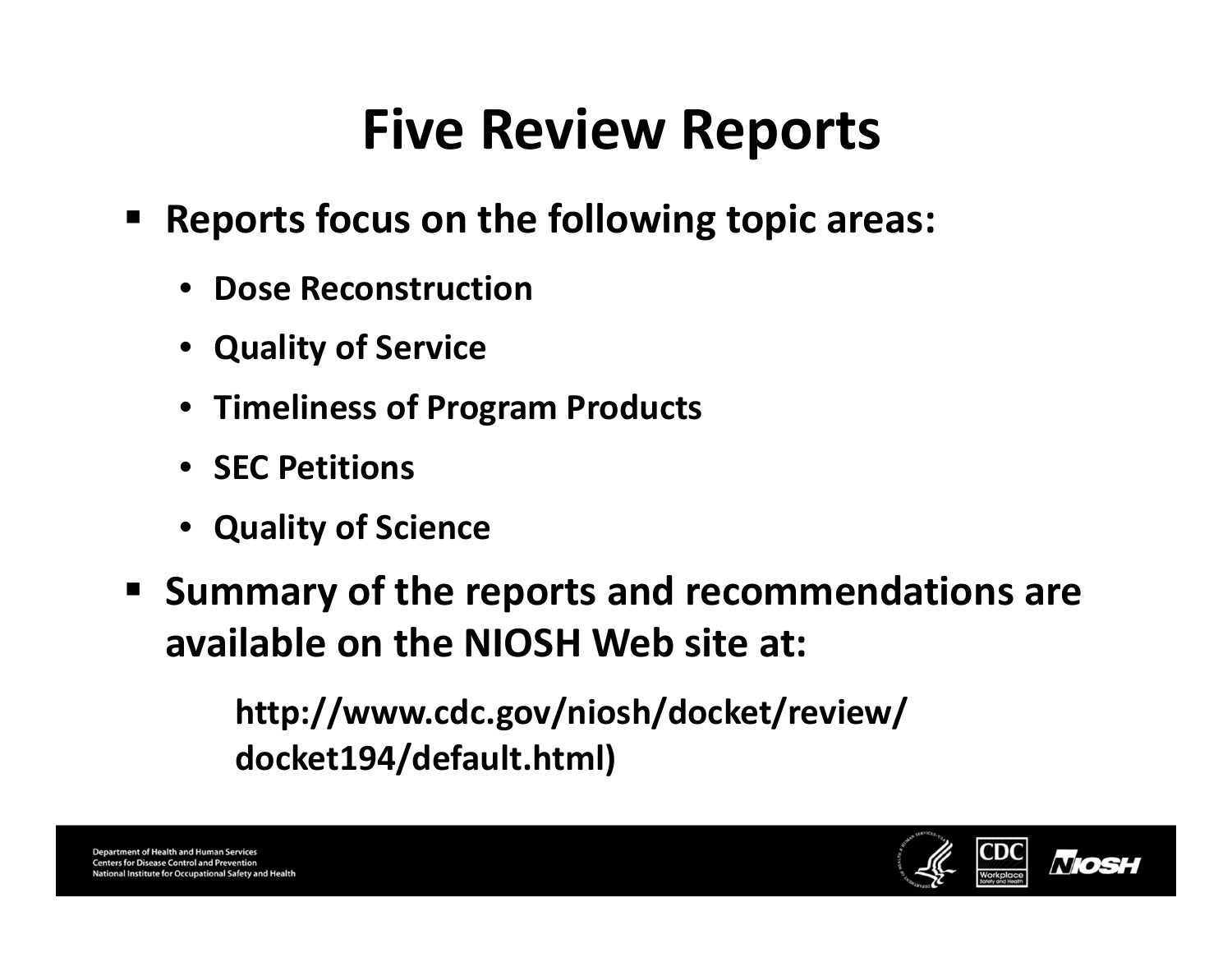# Five Review Reports

- **Reports focus on the following topic areas:**
  - **Dose Reconstruction**
  - **Quality of Service**
  - **Timeliness of Program Products**
  - **SEC Petitions**
  - **Quality of Science**
- **Summary of the reports and recommendations are available on the NIOSH Web site at:**

  **http://www.cdc.gov/niosh/docket/review/docket194/default.html)**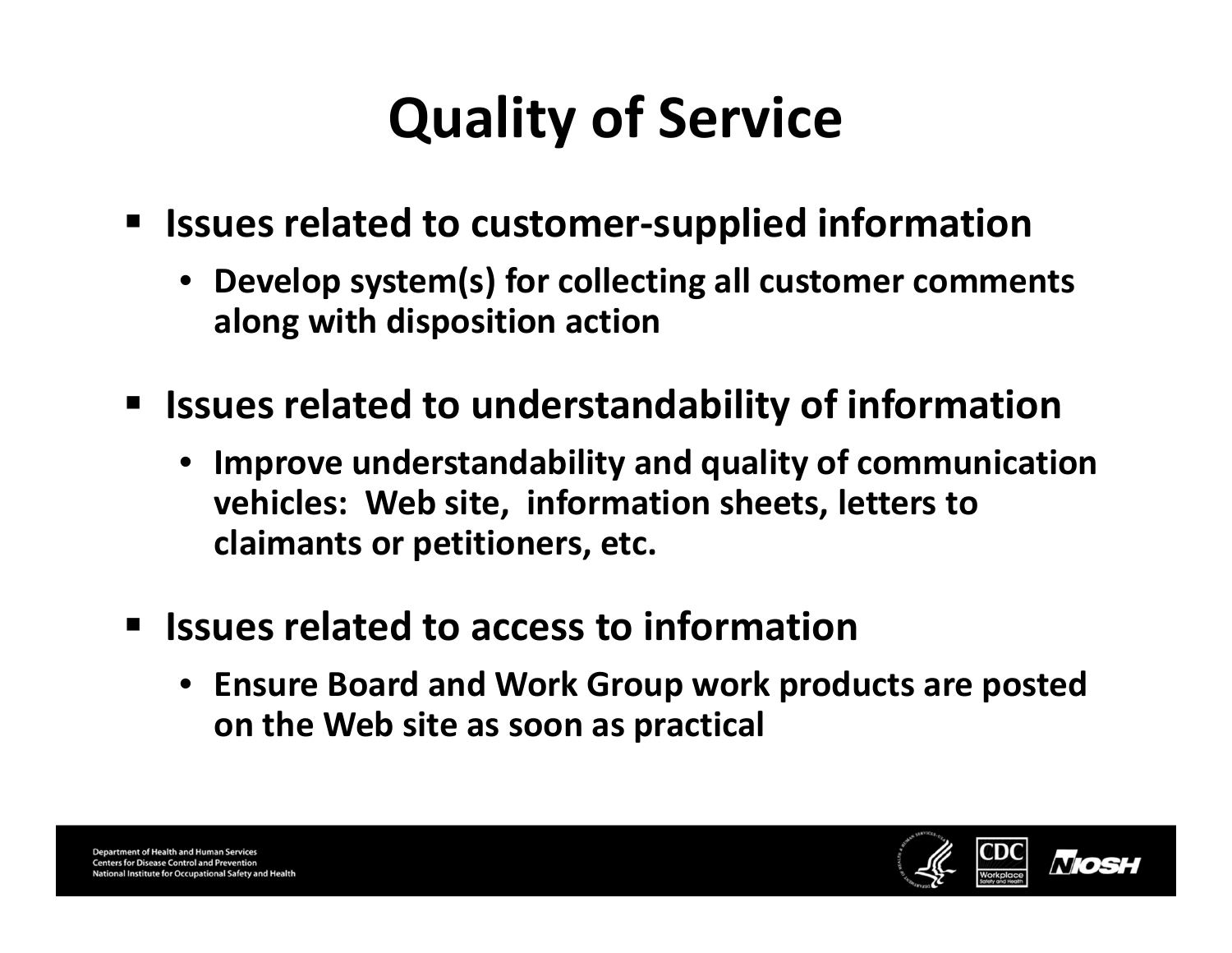# Quality of Service

- **Issues related to customer-supplied information**
  - **Develop system(s) for collecting all customer comments along with disposition action**
- **Issues related to understandability of information**
  - **Improve understandability and quality of communication vehicles: Web site, information sheets, letters to claimants or petitioners, etc.**
- **Issues related to access to information**
  - **Ensure Board and Work Group work products are posted on the Web site as soon as practical**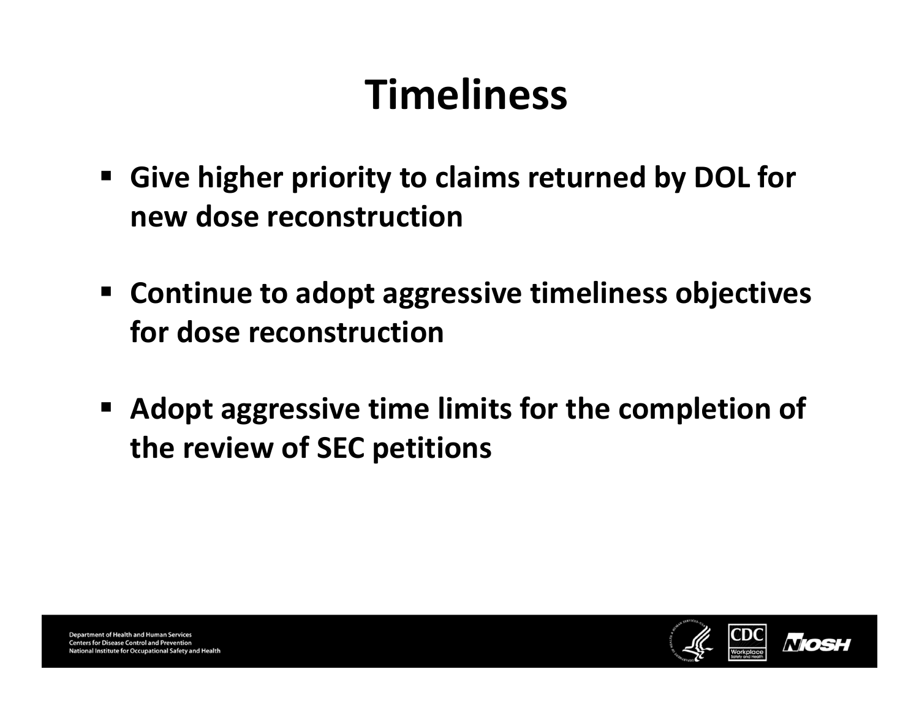# Timeliness

- **Give higher priority to claims returned by DOL for new dose reconstruction**
- **Continue to adopt aggressive timeliness objectives for dose reconstruction**
- **Adopt aggressive time limits for the completion of the review of SEC petitions**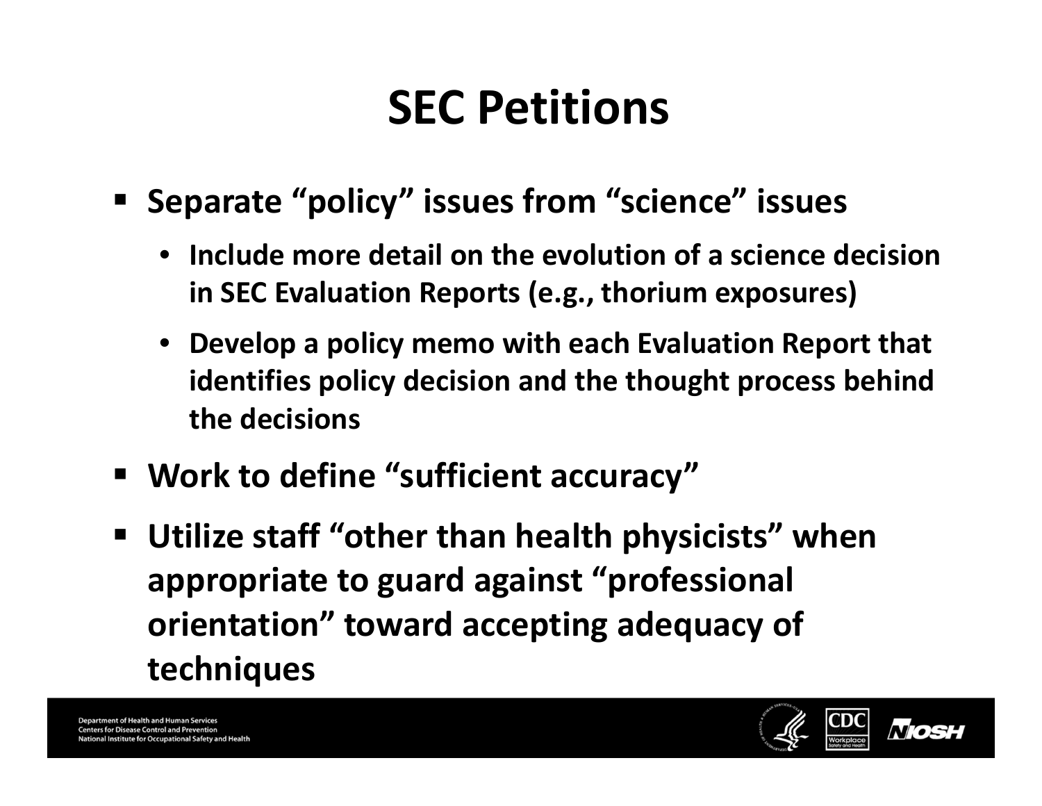# SEC Petitions

- Separate "policy" issues from "science" issues
  - Include more detail on the evolution of a science decision in SEC Evaluation Reports (e.g., thorium exposures)
  - Develop a policy memo with each Evaluation Report that identifies policy decision and the thought process behind the decisions
- Work to define "sufficient accuracy"
- Utilize staff "other than health physicists" when appropriate to guard against "professional orientation" toward accepting adequacy of techniques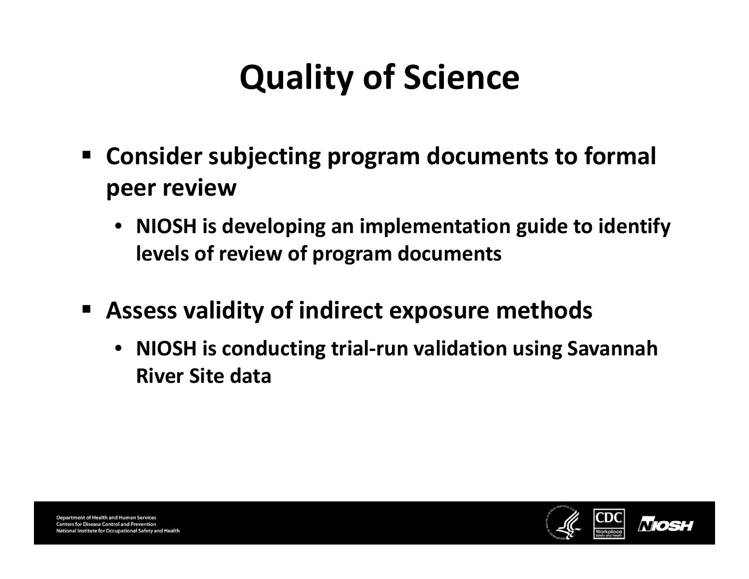# Quality of Science

- **Consider subjecting program documents to formal peer review**
  - **NIOSH is developing an implementation guide to identify levels of review of program documents**
- **Assess validity of indirect exposure methods**
  - **NIOSH is conducting trial-run validation using Savannah River Site data**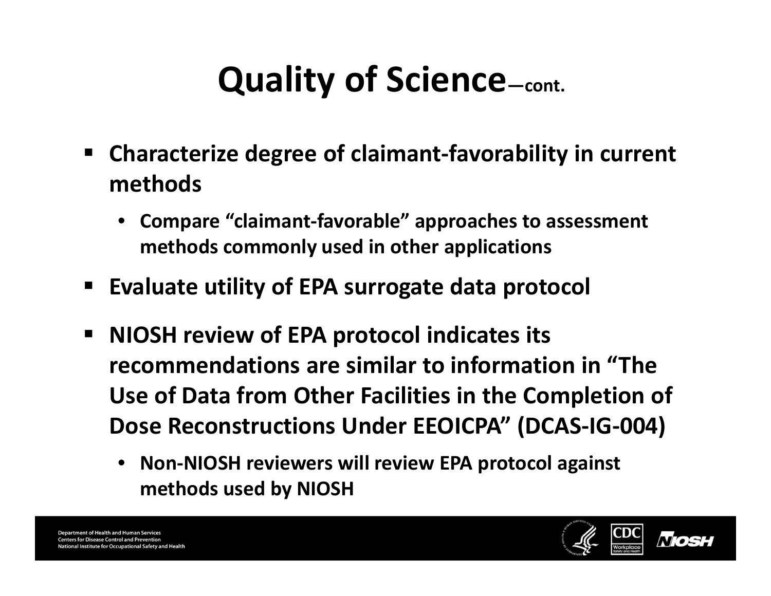# Quality of Science—cont.

- Characterize degree of claimant-favorability in current methods
  - Compare "claimant-favorable" approaches to assessment methods commonly used in other applications
- Evaluate utility of EPA surrogate data protocol
- NIOSH review of EPA protocol indicates its recommendations are similar to information in "The Use of Data from Other Facilities in the Completion of Dose Reconstructions Under EEOICPA" (DCAS-IG-004)
  - Non-NIOSH reviewers will review EPA protocol against methods used by NIOSH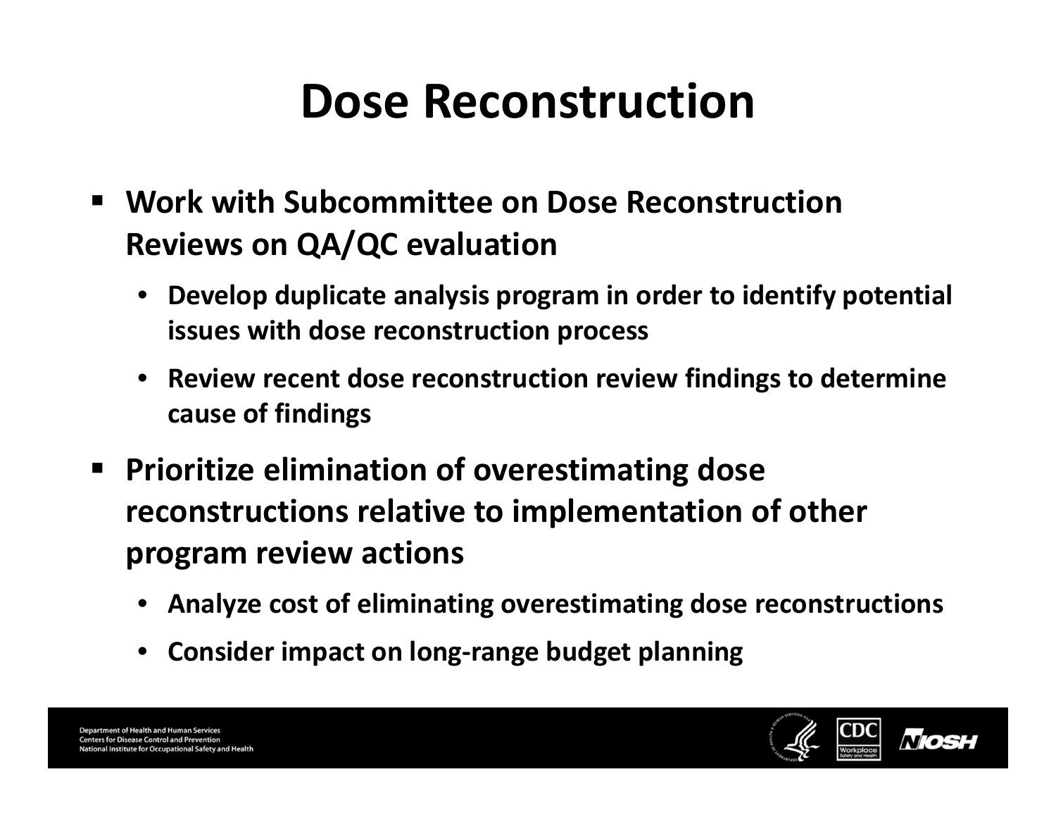# Dose Reconstruction

- **Work with Subcommittee on Dose Reconstruction Reviews on QA/QC evaluation**
  - **Develop duplicate analysis program in order to identify potential issues with dose reconstruction process**
  - **Review recent dose reconstruction review findings to determine cause of findings**
- **Prioritize elimination of overestimating dose reconstructions relative to implementation of other program review actions**
  - **Analyze cost of eliminating overestimating dose reconstructions**
  - **Consider impact on long-range budget planning**